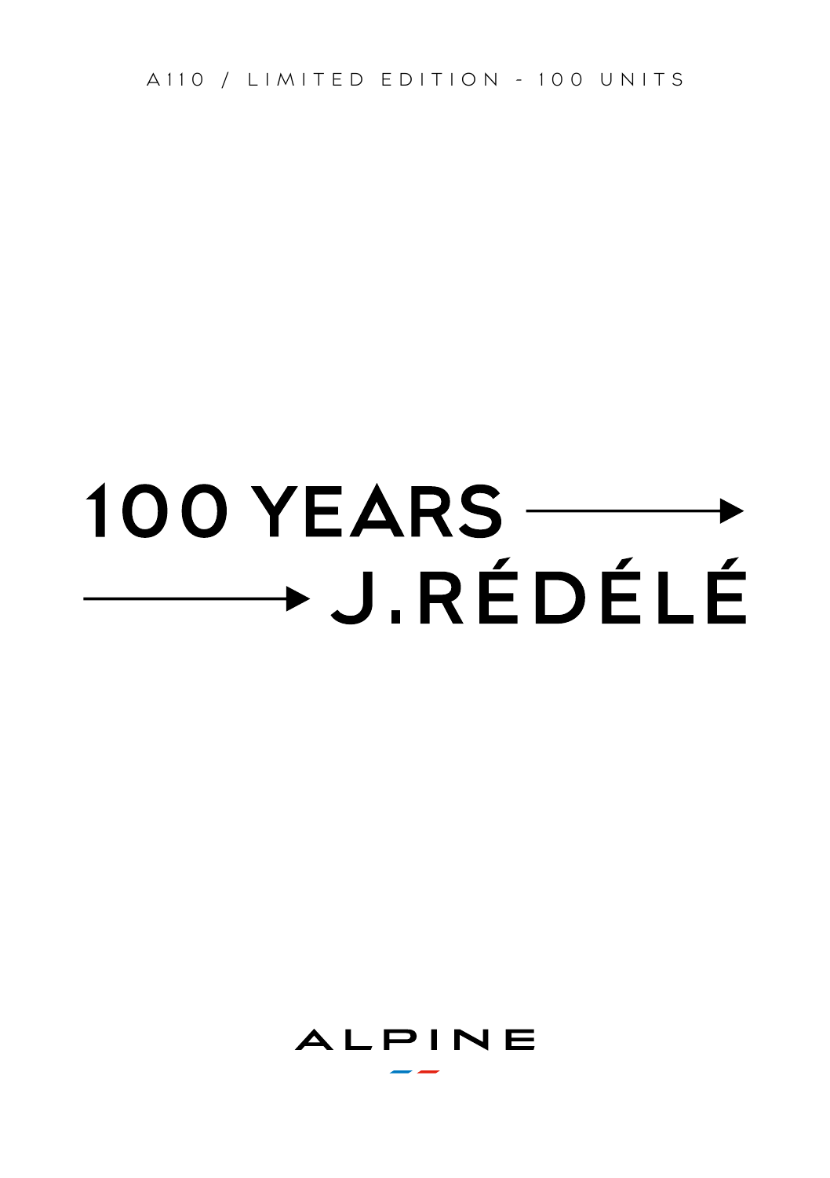A110 / LIMITED EDITION - 100 UNITS

# 100 YEARS → J.RÉDÉLÉ

ALPINE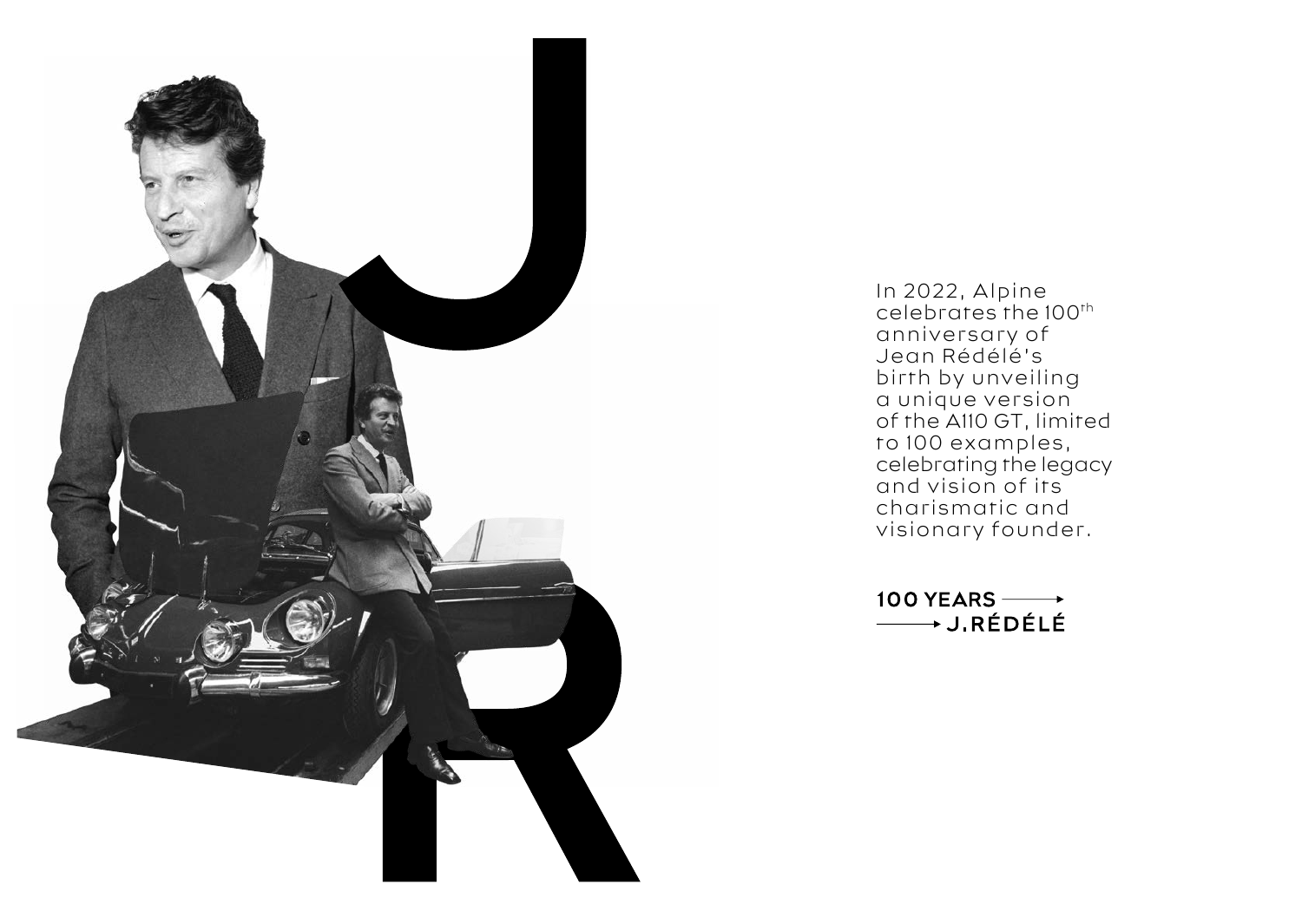In 2022, Alpine celebrates the 100th anniversary of Jean Rédélé's birth by unveiling a unique version of the A110 GT, limited to 100 examples, celebrating the legacy and vision of its charismatic and visionary founder.

**100 YEARS → J.RÉDÉLÉ**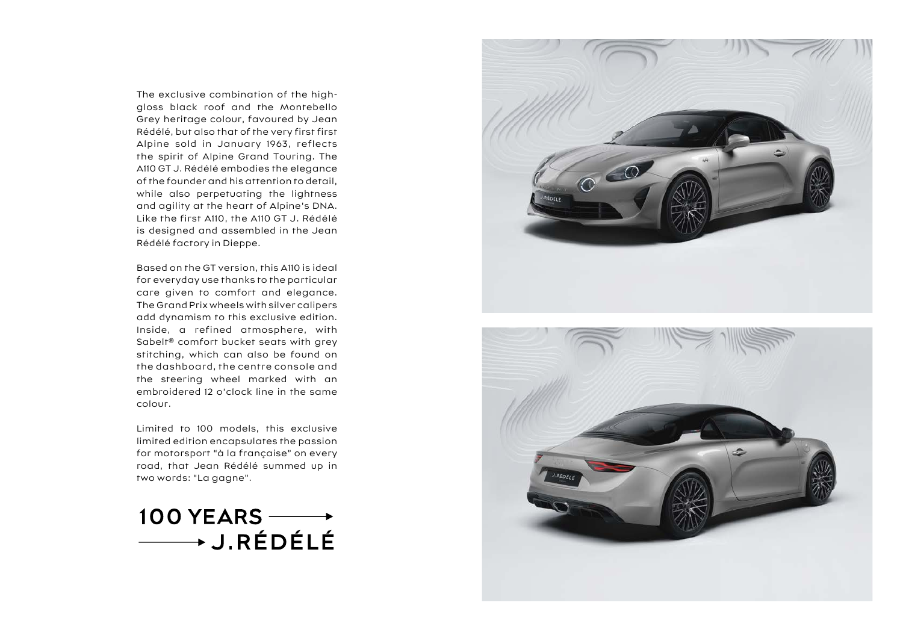The exclusive combination of the high-gloss black roof and the Montebello Grey heritage colour, favoured by Jean Rédélé, but also that of the very first first Alpine sold in January 1963, reflects the spirit of Alpine Grand Touring. The A110 GT J. Rédélé embodies the elegance of the founder and his attention to detail, while also perpetuating the lightness and agility at the heart of Alpine's DNA. Like the first A110, the A110 GT J. Rédélé is designed and assembled in the Jean Rédélé factory in Dieppe.

Based on the GT version, this A110 is ideal for everyday use thanks to the particular care given to comfort and elegance. The Grand Prix wheels with silver calipers add dynamism to this exclusive edition. Inside, a refined atmosphere, with Sabelt® comfort bucket seats with grey stitching, which can also be found on the dashboard, the centre console and the steering wheel marked with an embroidered 12 o'clock line in the same colour.

Limited to 100 models, this exclusive limited edition encapsulates the passion for motorsport "à la française" on every road, that Jean Rédélé summed up in two words: "La gagne".

## 100 YEARS → J.RÉDÉLÉ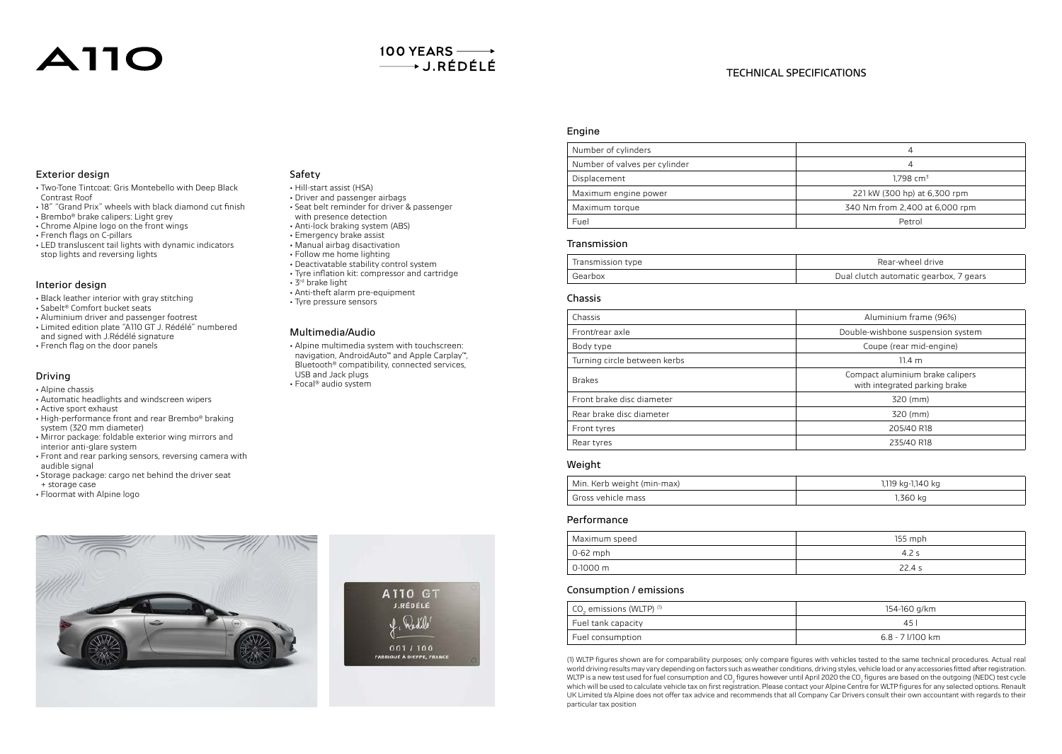# A110

100 YEARS → J.RÉDÉLÉ

## Exterior design

- Two-Tone Tintcoat: Gris Montebello with Deep Black Contrast Roof
- 18" "Grand Prix" wheels with black diamond cut finish
- Brembo® brake calipers: Light grey
- Chrome Alpine logo on the front wings
- French flags on C-pillars
- LED transluscent tail lights with dynamic indicators stop lights and reversing lights

## Interior design

- Black leather interior with gray stitching
- Sabelt® Comfort bucket seats
- Aluminium driver and passenger footrest
- Limited edition plate "A110 GT J. Rédélé" numbered and signed with J.Rédélé signature
- French flag on the door panels

## Driving

- Alpine chassis
- Automatic headlights and windscreen wipers
- Active sport exhaust
- High-performance front and rear Brembo® braking system (320 mm diameter)
- Mirror package: foldable exterior wing mirrors and interior anti-glare system
- Front and rear parking sensors, reversing camera with audible signal
- Storage package: cargo net behind the driver seat + storage case
- Floormat with Alpine logo

## Safety

- Hill-start assist (HSA)
- Driver and passenger airbags
- Seat belt reminder for driver & passenger with presence detection
- Anti-lock braking system (ABS)
- Emergency brake assist
- Manual airbag disactivation
- Follow me home lighting
- Deactivatable stability control system
- Tyre inflation kit: compressor and cartridge
- 3rd brake light
- Anti-theft alarm pre-equipment
- Tyre pressure sensors

## Multimedia/Audio

- Alpine multimedia system with touchscreen: navigation, AndroidAuto™ and Apple Carplay™, Bluetooth® compatibility, connected services, USB and Jack plugs
- Focal® audio system

# TECHNICAL SPECIFICATIONS

### Engine

| | |
|---|---|
| Number of cylinders | 4 |
| Number of valves per cylinder | 4 |
| Displacement | 1,798 $cm^3$ |
| Maximum engine power | 221 kW (300 hp) at 6,300 rpm |
| Maximum torque | 340 Nm from 2,400 at 6,000 rpm |
| Fuel | Petrol |

### Transmission

| | |
|---|---|
| Transmission type | Rear-wheel drive |
| Gearbox | Dual clutch automatic gearbox, 7 gears |

### Chassis

| | |
|---|---|
| Chassis | Aluminium frame (96%) |
| Front/rear axle | Double-wishbone suspension system |
| Body type | Coupe (rear mid-engine) |
| Turning circle between kerbs | 11.4 m |
| Brakes | Compact aluminium brake calipers with integrated parking brake |
| Front brake disc diameter | 320 (mm) |
| Rear brake disc diameter | 320 (mm) |
| Front tyres | 205/40 R18 |
| Rear tyres | 235/40 R18 |

### Weight

| | |
|---|---|
| Min. Kerb weight (min-max) | 1,119 kg-1,140 kg |
| Gross vehicle mass | 1,360 kg |

### Performance

| | |
|---|---|
| Maximum speed | 155 mph |
| 0-62 mph | 4.2 s |
| 0-1000 m | 22.4 s |

### Consumption / emissions

| | |
|---|---|
| $CO_2$ emissions (WLTP) [1] | 154-160 g/km |
| Fuel tank capacity | 45 l |
| Fuel consumption | 6.8 - 7 l/100 km |

(1) WLTP figures shown are for comparability purposes; only compare figures with vehicles tested to the same technical procedures. Actual real world driving results may vary depending on factors such as weather conditions, driving styles, vehicle load or any accessories fitted after registration. WLTP is a new test used for fuel consumption and $CO_2$ figures however until April 2020 the $CO_2$ figures are based on the outgoing (NEDC) test cycle which will be used to calculate vehicle tax on first registration. Please contact your Alpine Centre for WLTP figures for any selected options. Renault UK Limited t/a Alpine does not offer tax advice and recommends that all Company Car Drivers consult their own accountant with regards to their particular tax position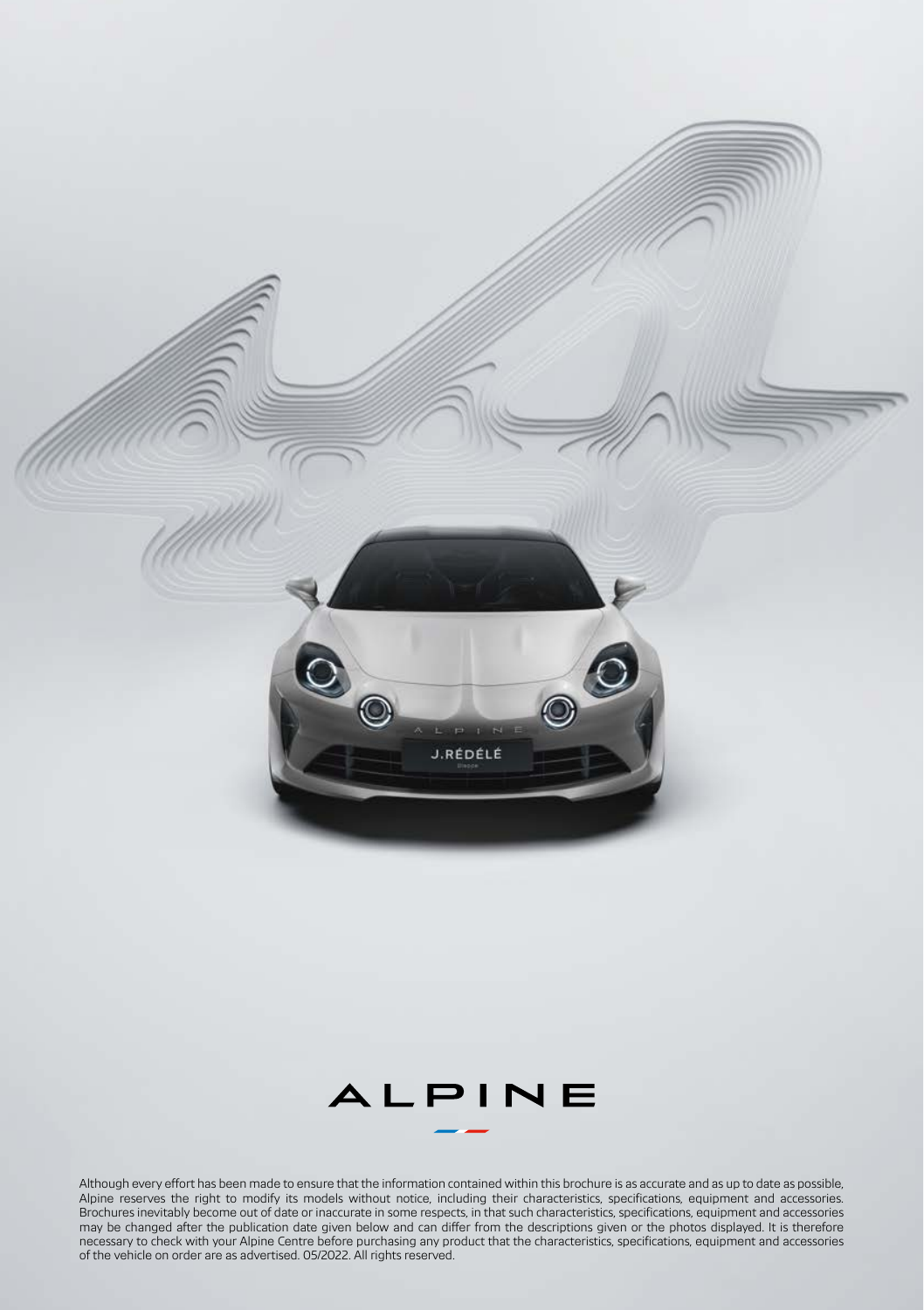ALPINE

Although every effort has been made to ensure that the information contained within this brochure is as accurate and as up to date as possible, Alpine reserves the right to modify its models without notice, including their characteristics, specifications, equipment and accessories. Brochures inevitably become out of date or inaccurate in some respects, in that such characteristics, specifications, equipment and accessories may be changed after the publication date given below and can differ from the descriptions given or the photos displayed. It is therefore necessary to check with your Alpine Centre before purchasing any product that the characteristics, specifications, equipment and accessories of the vehicle on order are as advertised. 05/2022. All rights reserved.